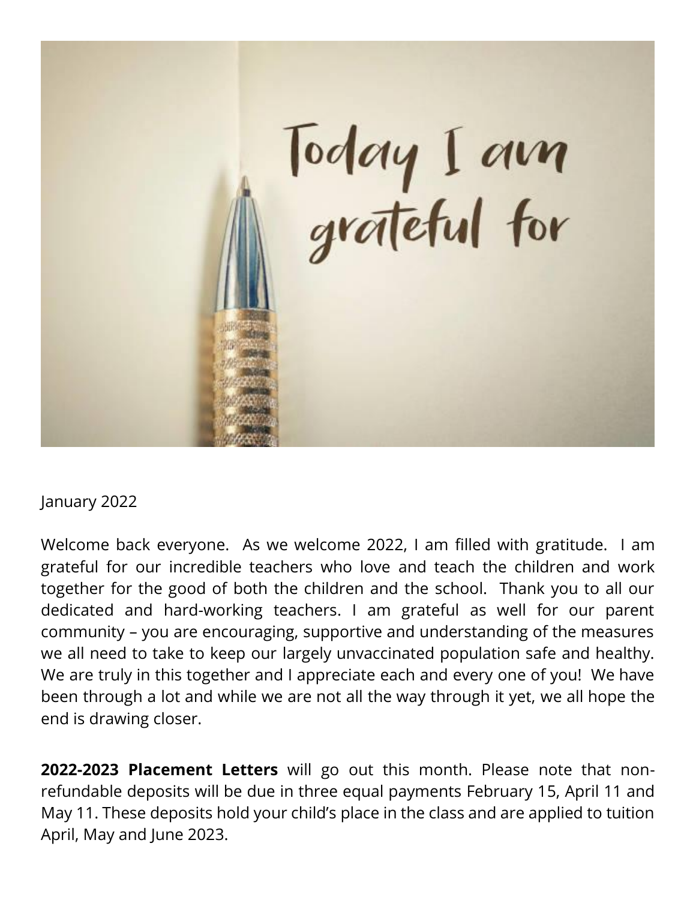January 2022

Welcome back everyone.  As we welcome 2022, I am filled with gratitude.  I am grateful for our incredible teachers who love and teach the children and work together for the good of both the children and the school.  Thank you to all our dedicated and hard-working teachers. I am grateful as well for our parent community – you are encouraging, supportive and understanding of the measures we all need to take to keep our largely unvaccinated population safe and healthy.  We are truly in this together and I appreciate each and every one of you!  We have been through a lot and while we are not all the way through it yet, we all hope the end is drawing closer.

**2022-2023 Placement Letters** will go out this month. Please note that non-refundable deposits will be due in three equal payments February 15, April 11 and May 11. These deposits hold your child's place in the class and are applied to tuition April, May and June 2023.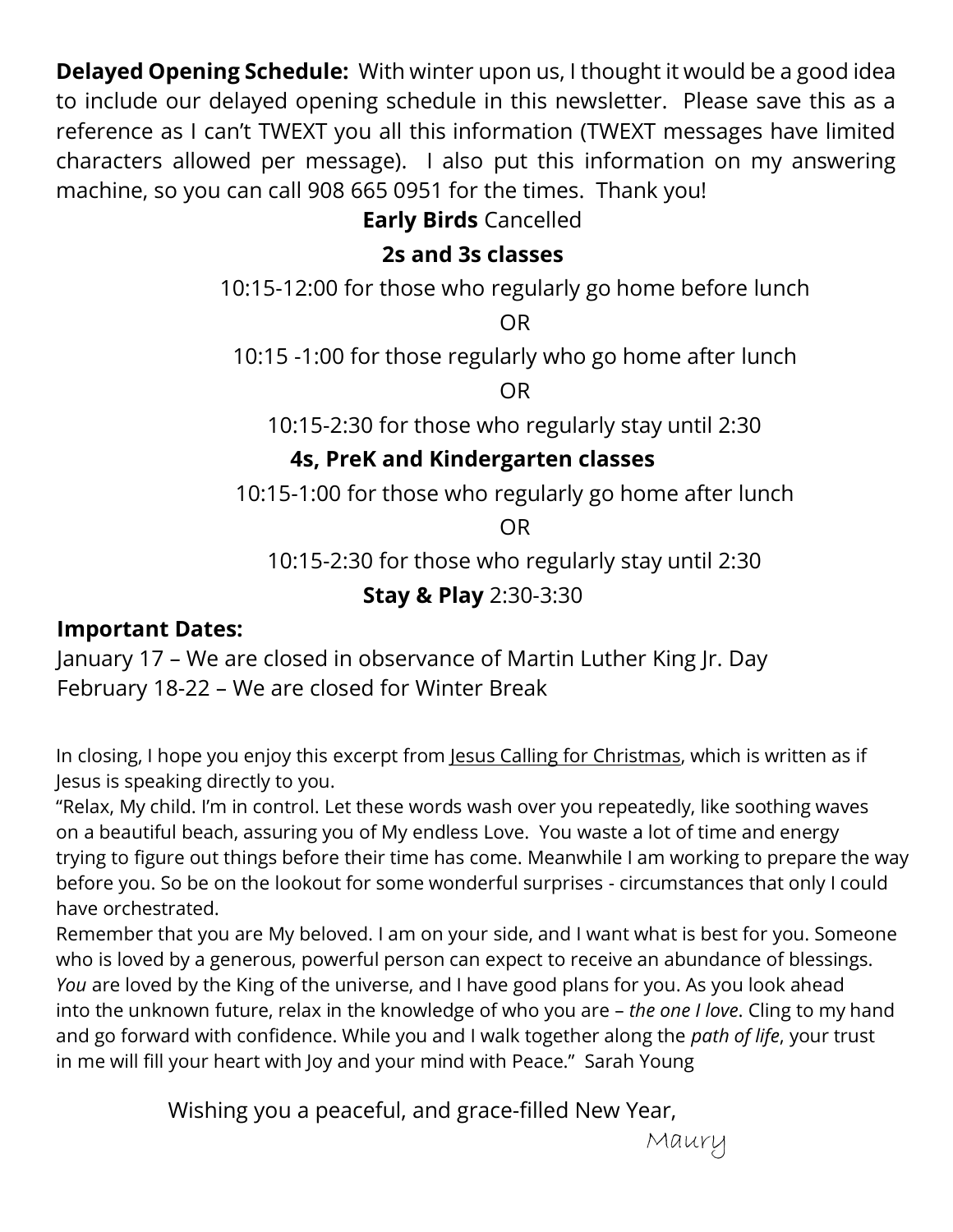**Delayed Opening Schedule:** With winter upon us, I thought it would be a good idea to include our delayed opening schedule in this newsletter. Please save this as a reference as I can't TWEXT you all this information (TWEXT messages have limited characters allowed per message). I also put this information on my answering machine, so you can call 908 665 0951 for the times. Thank you!

**Early Birds** Cancelled

**2s and 3s classes**

10:15-12:00 for those who regularly go home before lunch

OR

10:15 -1:00 for those regularly who go home after lunch

OR

10:15-2:30 for those who regularly stay until 2:30

**4s, PreK and Kindergarten classes**

10:15-1:00 for those who regularly go home after lunch

OR

10:15-2:30 for those who regularly stay until 2:30

**Stay & Play** 2:30-3:30

**Important Dates:**

January 17 – We are closed in observance of Martin Luther King Jr. Day
February 18-22 – We are closed for Winter Break

In closing, I hope you enjoy this excerpt from Jesus Calling for Christmas, which is written as if Jesus is speaking directly to you.

"Relax, My child. I'm in control. Let these words wash over you repeatedly, like soothing waves on a beautiful beach, assuring you of My endless Love. You waste a lot of time and energy trying to figure out things before their time has come. Meanwhile I am working to prepare the way before you. So be on the lookout for some wonderful surprises - circumstances that only I could have orchestrated.

Remember that you are My beloved. I am on your side, and I want what is best for you. Someone who is loved by a generous, powerful person can expect to receive an abundance of blessings. *You* are loved by the King of the universe, and I have good plans for you. As you look ahead into the unknown future, relax in the knowledge of who you are – *the one I love*. Cling to my hand and go forward with confidence. While you and I walk together along the *path of life*, your trust in me will fill your heart with Joy and your mind with Peace." Sarah Young

Wishing you a peaceful, and grace-filled New Year,

Maury